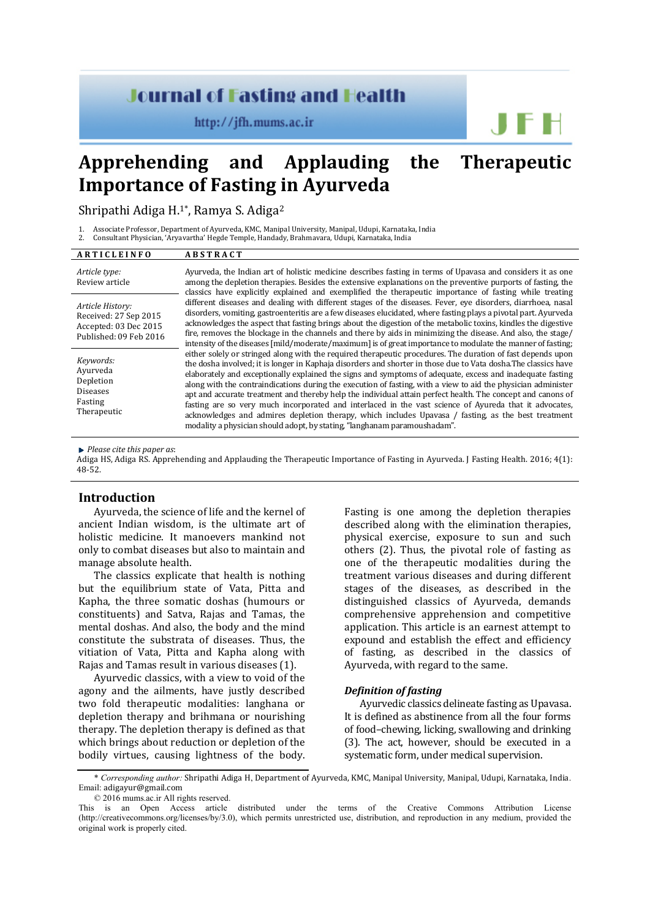# Apprehending and Applauding the Therapeutic Importance of Fasting in Ayurveda

Shripathi Adiga H.[1*], Ramya S. Adiga[2]

1. Associate Professor, Department of Ayurveda, KMC, Manipal University, Manipal, Udupi, Karnataka, India
2. Consultant Physician, 'Aryavartha' Hegde Temple, Handady, Brahmavara, Udupi, Karnataka, India

| ARTICLE INFO | ABSTRACT |
|---|---|
| *Article type:* Review article<br><br>*Article History:* Received: 27 Sep 2015 Accepted: 03 Dec 2015 Published: 09 Feb 2016<br><br>*Keywords:* Ayurveda Depletion Diseases Fasting Therapeutic | Ayurveda, the Indian art of holistic medicine describes fasting in terms of Upavasa and considers it as one among the depletion therapies. Besides the extensive explanations on the preventive purports of fasting, the classics have explicitly explained and exemplified the therapeutic importance of fasting while treating different diseases and dealing with different stages of the diseases. Fever, eye disorders, diarrhoea, nasal disorders, vomiting, gastroenteritis are a few diseases elucidated, where fasting plays a pivotal part. Ayurveda acknowledges the aspect that fasting brings about the digestion of the metabolic toxins, kindles the digestive fire, removes the blockage in the channels and there by aids in minimizing the disease. And also, the stage/ intensity of the diseases [mild/moderate/maximum] is of great importance to modulate the manner of fasting; either solely or stringed along with the required therapeutic procedures. The duration of fast depends upon the dosha involved; it is longer in Kaphaja disorders and shorter in those due to Vata dosha.The classics have elaborately and exceptionally explained the signs and symptoms of adequate, excess and inadequate fasting along with the contraindications during the execution of fasting, with a view to aid the physician administer apt and accurate treatment and thereby help the individual attain perfect health. The concept and canons of fasting are so very much incorporated and interlaced in the vast science of Ayureda that it advocates, acknowledges and admires depletion therapy, which includes Upavasa / fasting, as the best treatment modality a physician should adopt, by stating, "langhanam paramoushadam". |

*Please cite this paper as*:
Adiga HS, Adiga RS. Apprehending and Applauding the Therapeutic Importance of Fasting in Ayurveda. J Fasting Health. 2016; 4(1): 48-52.

## Introduction

Ayurveda, the science of life and the kernel of ancient Indian wisdom, is the ultimate art of holistic medicine. It manoeuvers mankind not only to combat diseases but also to maintain and manage absolute health.

The classics explicate that health is nothing but the equilibrium state of Vata, Pitta and Kapha, the three somatic doshas (humours or constituents) and Satva, Rajas and Tamas, the mental doshas. And also, the body and the mind constitute the substrata of diseases. Thus, the vitiation of Vata, Pitta and Kapha along with Rajas and Tamas result in various diseases (1).

Ayurvedic classics, with a view to void of the agony and the ailments, have justly described two fold therapeutic modalities: langhana or depletion therapy and brihmana or nourishing therapy. The depletion therapy is defined as that which brings about reduction or depletion of the bodily virtues, causing lightness of the body. Fasting is one among the depletion therapies described along with the elimination therapies, physical exercise, exposure to sun and such others (2). Thus, the pivotal role of fasting as one of the therapeutic modalities during the treatment various diseases and during different stages of the diseases, as described in the distinguished classics of Ayurveda, demands comprehensive apprehension and competitive application. This article is an earnest attempt to expound and establish the effect and efficiency of fasting, as described in the classics of Ayurveda, with regard to the same.

### *Definition of fasting*

Ayurvedic classics delineate fasting as Upavasa. It is defined as abstinence from all the four forms of food–chewing, licking, swallowing and drinking (3). The act, however, should be executed in a systematic form, under medical supervision.

\* *Corresponding author:* Shripathi Adiga H, Department of Ayurveda, KMC, Manipal University, Manipal, Udupi, Karnataka, India. Email: adigayur@gmail.com

© 2016 mums.ac.ir All rights reserved.

This is an Open Access article distributed under the terms of the Creative Commons Attribution License (http://creativecommons.org/licenses/by/3.0), which permits unrestricted use, distribution, and reproduction in any medium, provided the original work is properly cited.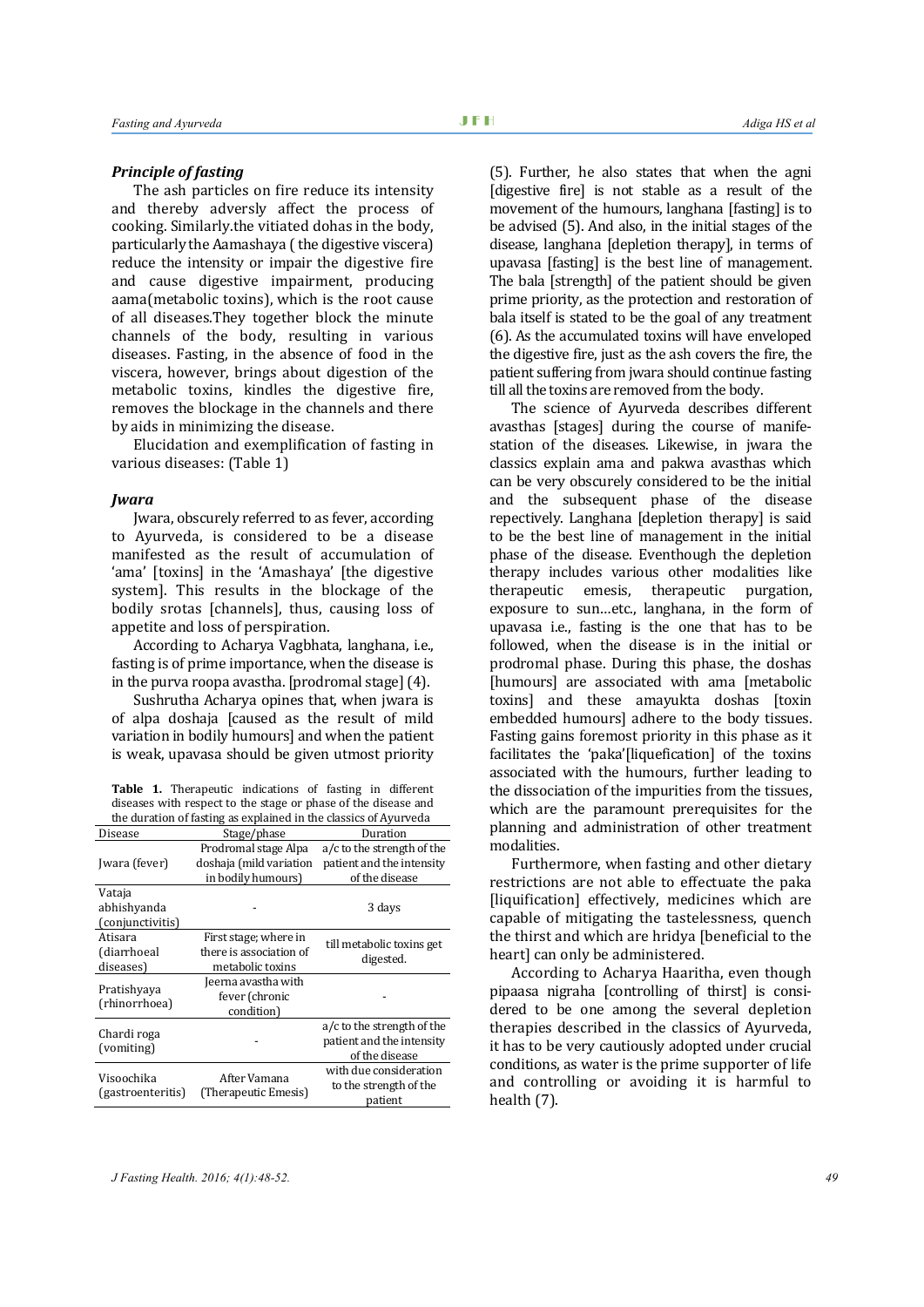### *Principle of fasting*

The ash particles on fire reduce its intensity and thereby adversly affect the process of cooking. Similarly.the vitiated dohas in the body, particularly the Aamashaya ( the digestive viscera) reduce the intensity or impair the digestive fire and cause digestive impairment, producing aama(metabolic toxins), which is the root cause of all diseases.They together block the minute channels of the body, resulting in various diseases. Fasting, in the absence of food in the viscera, however, brings about digestion of the metabolic toxins, kindles the digestive fire, removes the blockage in the channels and there by aids in minimizing the disease.

Elucidation and exemplification of fasting in various diseases: (Table 1)

**Table 1.** Therapeutic indications of fasting in different diseases with respect to the stage or phase of the disease and the duration of fasting as explained in the classics of Ayurveda

| Disease | Stage/phase | Duration |
|---|---|---|
| Jwara (fever) | Prodromal stage Alpa doshaja (mild variation in bodily humours) | a/c to the strength of the patient and the intensity of the disease |
| Vataja abhishyanda (conjunctivitis) | - | 3 days |
| Atisara (diarrhoeal diseases) | First stage; where in there is association of metabolic toxins | till metabolic toxins get digested. |
| Pratishyaya (rhinorrhoea) | Jeerna avastha with fever (chronic condition) | - |
| Chardi roga (vomiting) | - | a/c to the strength of the patient and the intensity of the disease |
| Visoochika (gastroenteritis) | After Vamana (Therapeutic Emesis) | with due consideration to the strength of the patient |

### *Jwara*

Jwara, obscurely referred to as fever, according to Ayurveda, is considered to be a disease manifested as the result of accumulation of 'ama' [toxins] in the 'Amashaya' [the digestive system]. This results in the blockage of the bodily srotas [channels], thus, causing loss of appetite and loss of perspiration.

According to Acharya Vagbhata, langhana, i.e., fasting is of prime importance, when the disease is in the purva roopa avastha. [prodromal stage] (4).

Sushrutha Acharya opines that, when jwara is of alpa doshaja [caused as the result of mild variation in bodily humours] and when the patient is weak, upavasa should be given utmost priority (5). Further, he also states that when the agni [digestive fire] is not stable as a result of the movement of the humours, langhana [fasting] is to be advised (5). And also, in the initial stages of the disease, langhana [depletion therapy], in terms of upavasa [fasting] is the best line of management. The bala [strength] of the patient should be given prime priority, as the protection and restoration of bala itself is stated to be the goal of any treatment (6). As the accumulated toxins will have enveloped the digestive fire, just as the ash covers the fire, the patient suffering from jwara should continue fasting till all the toxins are removed from the body.

The science of Ayurveda describes different avasthas [stages] during the course of manifestation of the diseases. Likewise, in jwara the classics explain ama and pakwa avasthas which can be very obscurely considered to be the initial and the subsequent phase of the disease repectively. Langhana [depletion therapy] is said to be the best line of management in the initial phase of the disease. Eventhough the depletion therapy includes various other modalities like therapeutic emesis, therapeutic purgation, exposure to sun…etc., langhana, in the form of upavasa i.e., fasting is the one that has to be followed, when the disease is in the initial or prodromal phase. During this phase, the doshas [humours] are associated with ama [metabolic toxins] and these amayukta doshas [toxin embedded humours] adhere to the body tissues. Fasting gains foremost priority in this phase as it facilitates the 'paka'[liquefication] of the toxins associated with the humours, further leading to the dissociation of the impurities from the tissues, which are the paramount prerequisites for the planning and administration of other treatment modalities.

Furthermore, when fasting and other dietary restrictions are not able to effectuate the paka [liquification] effectively, medicines which are capable of mitigating the tastelessness, quench the thirst and which are hridya [beneficial to the heart] can only be administered.

According to Acharya Haaritha, even though pipaasa nigraha [controlling of thirst] is considered to be one among the several depletion therapies described in the classics of Ayurveda, it has to be very cautiously adopted under crucial conditions, as water is the prime supporter of life and controlling or avoiding it is harmful to health (7).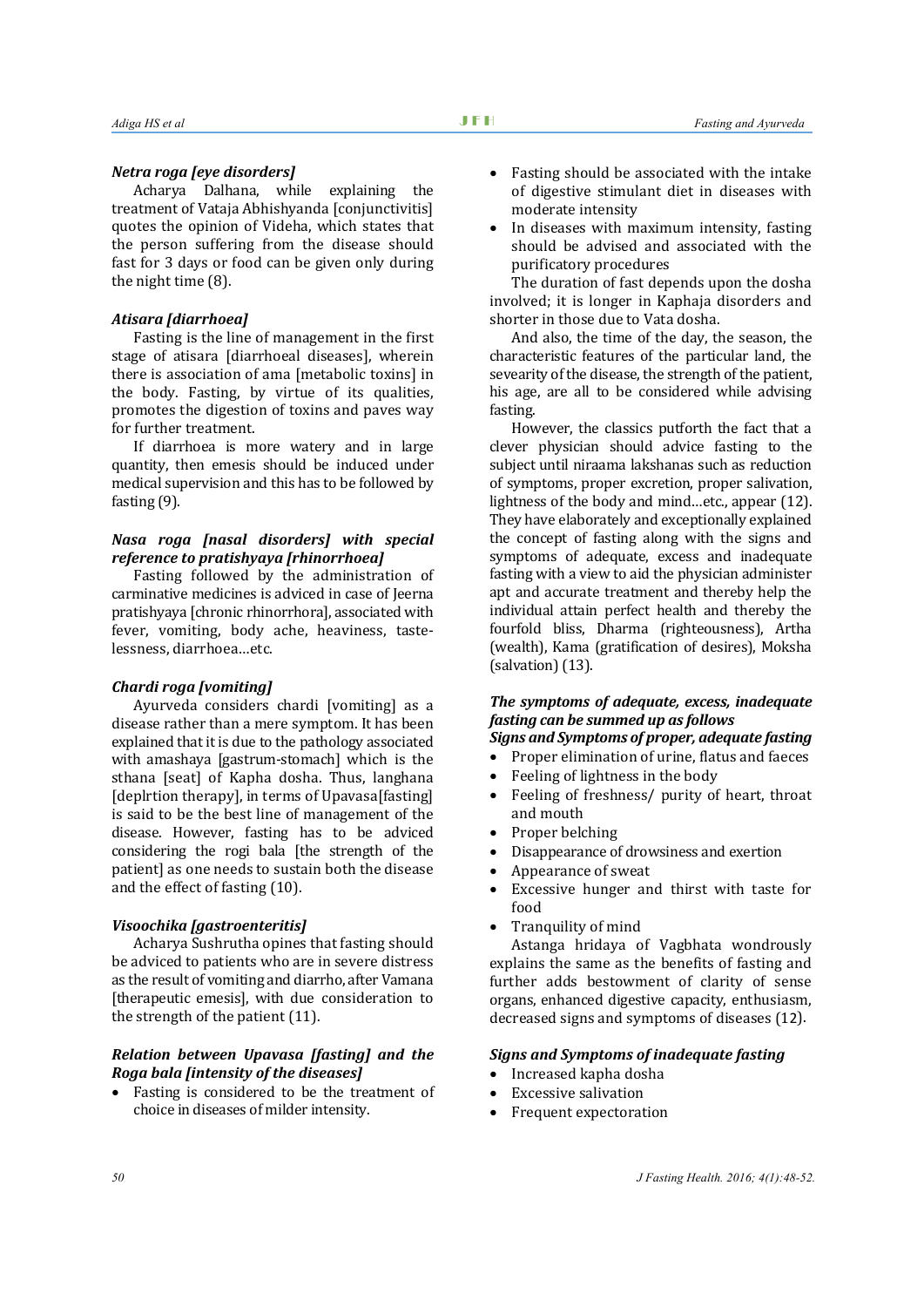### *Netra roga [eye disorders]*

Acharya Dalhana, while explaining the treatment of Vataja Abhishyanda [conjunctivitis] quotes the opinion of Videha, which states that the person suffering from the disease should fast for 3 days or food can be given only during the night time (8).

### *Atisara [diarrhoea]*

Fasting is the line of management in the first stage of atisara [diarrhoeal diseases], wherein there is association of ama [metabolic toxins] in the body. Fasting, by virtue of its qualities, promotes the digestion of toxins and paves way for further treatment.

If diarrhoea is more watery and in large quantity, then emesis should be induced under medical supervision and this has to be followed by fasting (9).

### *Nasa roga [nasal disorders] with special reference to pratishyaya [rhinorrhoea]*

Fasting followed by the administration of carminative medicines is adviced in case of Jeerna pratishyaya [chronic rhinorrhora], associated with fever, vomiting, body ache, heaviness, taste-lessness, diarrhoea…etc.

### *Chardi roga [vomiting]*

Ayurveda considers chardi [vomiting] as a disease rather than a mere symptom. It has been explained that it is due to the pathology associated with amashaya [gastrum-stomach] which is the sthana [seat] of Kapha dosha. Thus, langhana [deplrtion therapy], in terms of Upavasa[fasting] is said to be the best line of management of the disease. However, fasting has to be adviced considering the rogi bala [the strength of the patient] as one needs to sustain both the disease and the effect of fasting (10).

### *Visoochika [gastroenteritis]*

Acharya Sushrutha opines that fasting should be adviced to patients who are in severe distress as the result of vomiting and diarrho, after Vamana [therapeutic emesis], with due consideration to the strength of the patient (11).

### *Relation between Upavasa [fasting] and the Roga bala [intensity of the diseases]*

- Fasting is considered to be the treatment of choice in diseases of milder intensity.
- Fasting should be associated with the intake of digestive stimulant diet in diseases with moderate intensity
- In diseases with maximum intensity, fasting should be advised and associated with the purificatory procedures

The duration of fast depends upon the dosha involved; it is longer in Kaphaja disorders and shorter in those due to Vata dosha.

And also, the time of the day, the season, the characteristic features of the particular land, the sevearity of the disease, the strength of the patient, his age, are all to be considered while advising fasting.

However, the classics putforth the fact that a clever physician should advice fasting to the subject until niraama lakshanas such as reduction of symptoms, proper excretion, proper salivation, lightness of the body and mind…etc., appear (12). They have elaborately and exceptionally explained the concept of fasting along with the signs and symptoms of adequate, excess and inadequate fasting with a view to aid the physician administer apt and accurate treatment and thereby help the individual attain perfect health and thereby the fourfold bliss, Dharma (righteousness), Artha (wealth), Kama (gratification of desires), Moksha (salvation) (13).

### *The symptoms of adequate, excess, inadequate fasting can be summed up as follows*

### *Signs and Symptoms of proper, adequate fasting*

- Proper elimination of urine, flatus and faeces
- Feeling of lightness in the body
- Feeling of freshness/ purity of heart, throat and mouth
- Proper belching
- Disappearance of drowsiness and exertion
- Appearance of sweat
- Excessive hunger and thirst with taste for food
- Tranquility of mind

Astanga hridaya of Vagbhata wondrously explains the same as the benefits of fasting and further adds bestowment of clarity of sense organs, enhanced digestive capacity, enthusiasm, decreased signs and symptoms of diseases (12).

### *Signs and Symptoms of inadequate fasting*

- Increased kapha dosha
- Excessive salivation
- Frequent expectoration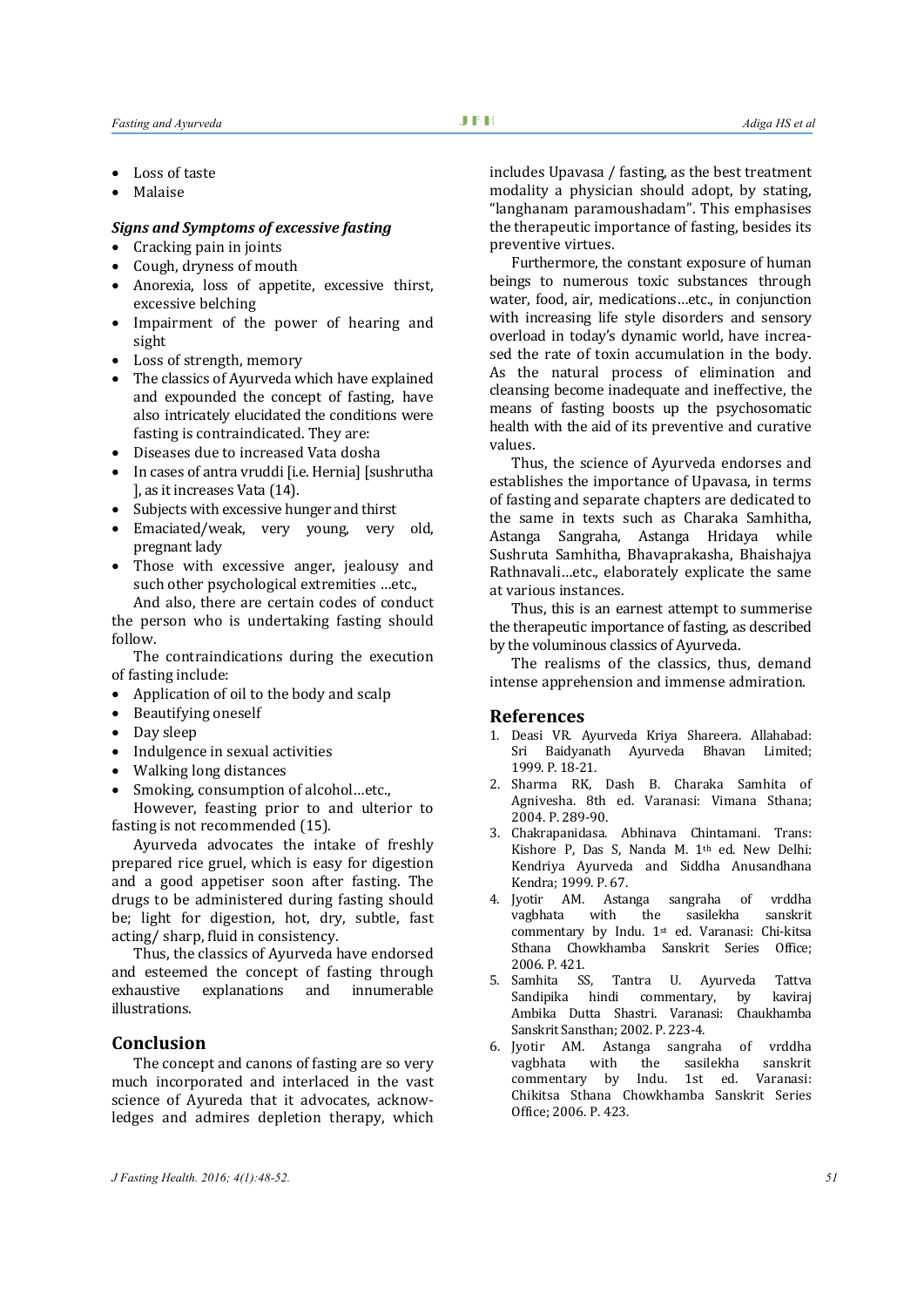- Loss of taste
- Malaise

***Signs and Symptoms of excessive fasting***

- Cracking pain in joints
- Cough, dryness of mouth
- Anorexia, loss of appetite, excessive thirst, excessive belching
- Impairment of the power of hearing and sight
- Loss of strength, memory
- The classics of Ayurveda which have explained and expounded the concept of fasting, have also intricately elucidated the conditions were fasting is contraindicated. They are:
- Diseases due to increased Vata dosha
- In cases of antra vruddi [i.e. Hernia] [sushrutha ], as it increases Vata (14).
- Subjects with excessive hunger and thirst
- Emaciated/weak, very young, very old, pregnant lady
- Those with excessive anger, jealousy and such other psychological extremities …etc.,

And also, there are certain codes of conduct the person who is undertaking fasting should follow.

The contraindications during the execution of fasting include:

- Application of oil to the body and scalp
- Beautifying oneself
- Day sleep
- Indulgence in sexual activities
- Walking long distances
- Smoking, consumption of alcohol…etc.,

However, feasting prior to and ulterior to fasting is not recommended (15).

Ayurveda advocates the intake of freshly prepared rice gruel, which is easy for digestion and a good appetiser soon after fasting. The drugs to be administered during fasting should be; light for digestion, hot, dry, subtle, fast acting/ sharp, fluid in consistency.

Thus, the classics of Ayurveda have endorsed and esteemed the concept of fasting through exhaustive explanations and innumerable illustrations.

## Conclusion

The concept and canons of fasting are so very much incorporated and interlaced in the vast science of Ayureda that it advocates, acknowledges and admires depletion therapy, which includes Upavasa / fasting, as the best treatment modality a physician should adopt, by stating, "langhanam paramoushadam". This emphasises the therapeutic importance of fasting, besides its preventive virtues.

Furthermore, the constant exposure of human beings to numerous toxic substances through water, food, air, medications…etc., in conjunction with increasing life style disorders and sensory overload in today's dynamic world, have increased the rate of toxin accumulation in the body. As the natural process of elimination and cleansing become inadequate and ineffective, the means of fasting boosts up the psychosomatic health with the aid of its preventive and curative values.

Thus, the science of Ayurveda endorses and establishes the importance of Upavasa, in terms of fasting and separate chapters are dedicated to the same in texts such as Charaka Samhitha, Astanga Sangraha, Astanga Hridaya while Sushruta Samhitha, Bhavaprakasha, Bhaishajya Rathnavali…etc., elaborately explicate the same at various instances.

Thus, this is an earnest attempt to summerise the therapeutic importance of fasting, as described by the voluminous classics of Ayurveda.

The realisms of the classics, thus, demand intense apprehension and immense admiration.

## References

1. Deasi VR. Ayurveda Kriya Shareera. Allahabad: Sri Baidyanath Ayurveda Bhavan Limited; 1999. P. 18-21.
2. Sharma RK, Dash B. Charaka Samhita of Agnivesha. 8th ed. Varanasi: Vimana Sthana; 2004. P. 289-90.
3. Chakrapanidasa. Abhinava Chintamani. Trans: Kishore P, Das S, Nanda M. 1th ed. New Delhi: Kendriya Ayurveda and Siddha Anusandhana Kendra; 1999. P. 67.
4. Jyotir AM. Astanga sangraha of vrddha vagbhata with the sasilekha sanskrit commentary by Indu. 1st ed. Varanasi: Chi-kitsa Sthana Chowkhamba Sanskrit Series Office; 2006. P. 421.
5. Samhita SS, Tantra U. Ayurveda Tattva Sandipika hindi commentary, by kaviraj Ambika Dutta Shastri. Varanasi: Chaukhamba Sanskrit Sansthan; 2002. P. 223-4.
6. Jyotir AM. Astanga sangraha of vrddha vagbhata with the sasilekha sanskrit commentary by Indu. 1st ed. Varanasi: Chikitsa Sthana Chowkhamba Sanskrit Series Office; 2006. P. 423.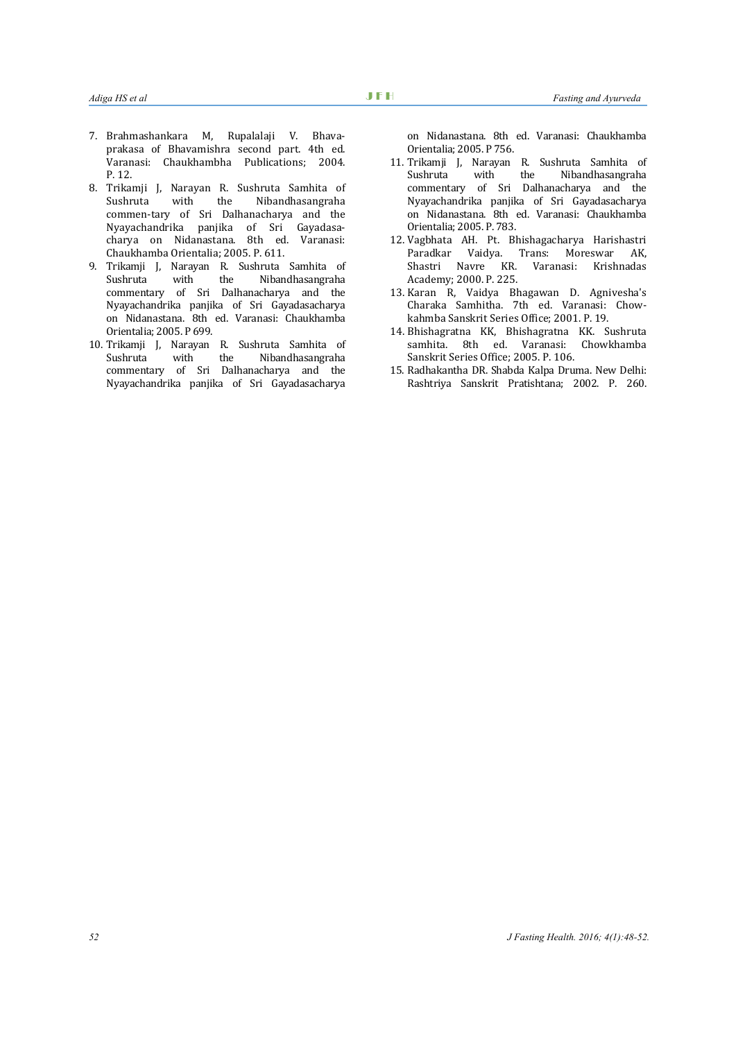7. Brahmashankara M, Rupalalaji V. Bhavaprakasa of Bhavamishra second part. 4th ed. Varanasi: Chaukhambha Publications; 2004. P. 12.
8. Trikamji J, Narayan R. Sushruta Samhita of Sushruta with the Nibandhasangraha commen-tary of Sri Dalhanacharya and the Nyayachandrika panjika of Sri Gayadasacharya on Nidanastana. 8th ed. Varanasi: Chaukhamba Orientalia; 2005. P. 611.
9. Trikamji J, Narayan R. Sushruta Samhita of Sushruta with the Nibandhasangraha commentary of Sri Dalhanacharya and the Nyayachandrika panjika of Sri Gayadasacharya on Nidanastana. 8th ed. Varanasi: Chaukhamba Orientalia; 2005. P 699.
10. Trikamji J, Narayan R. Sushruta Samhita of Sushruta with the Nibandhasangraha commentary of Sri Dalhanacharya and the Nyayachandrika panjika of Sri Gayadasacharya on Nidanastana. 8th ed. Varanasi: Chaukhamba Orientalia; 2005. P 756.
11. Trikamji J, Narayan R. Sushruta Samhita of Sushruta with the Nibandhasangraha commentary of Sri Dalhanacharya and the Nyayachandrika panjika of Sri Gayadasacharya on Nidanastana. 8th ed. Varanasi: Chaukhamba Orientalia; 2005. P. 783.
12. Vagbhata AH. Pt. Bhishagacharya Harishastri Paradkar Vaidya. Trans: Moreswar AK, Shastri Navre KR. Varanasi: Krishnadas Academy; 2000. P. 225.
13. Karan R, Vaidya Bhagawan D. Agnivesha's Charaka Samhitha. 7th ed. Varanasi: Chowkahmba Sanskrit Series Office; 2001. P. 19.
14. Bhishagratna KK, Bhishagratna KK. Sushruta samhita. 8th ed. Varanasi: Chowkhamba Sanskrit Series Office; 2005. P. 106.
15. Radhakantha DR. Shabda Kalpa Druma. New Delhi: Rashtriya Sanskrit Pratishtana; 2002. P. 260.